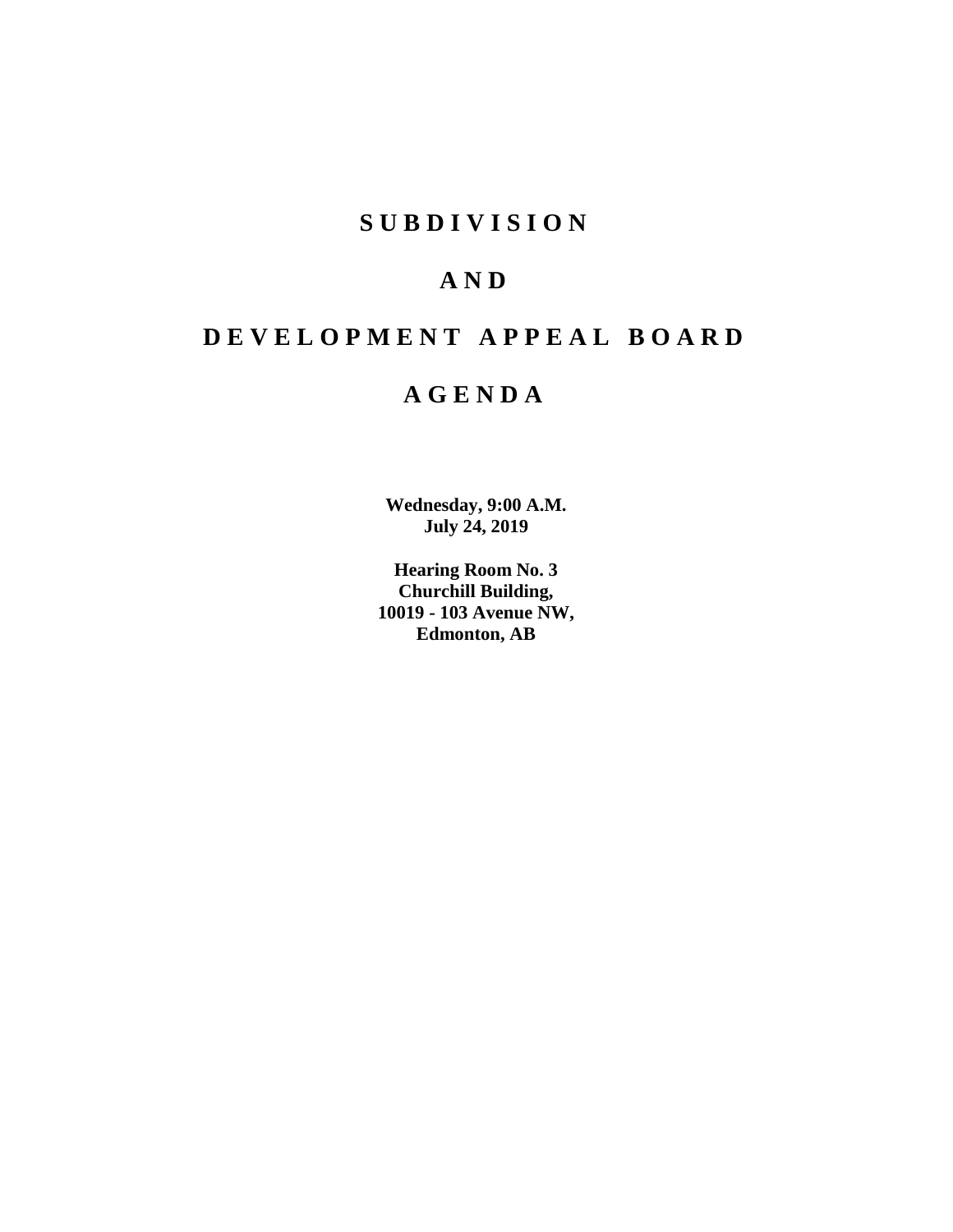# SUBDIVISION

# AND

# DEVELOPMENT APPEAL BOARD

# AGENDA

**Wednesday, 9:00 A.M.**
**July 24, 2019**

**Hearing Room No. 3**
**Churchill Building,**
**10019 - 103 Avenue NW,**
**Edmonton, AB**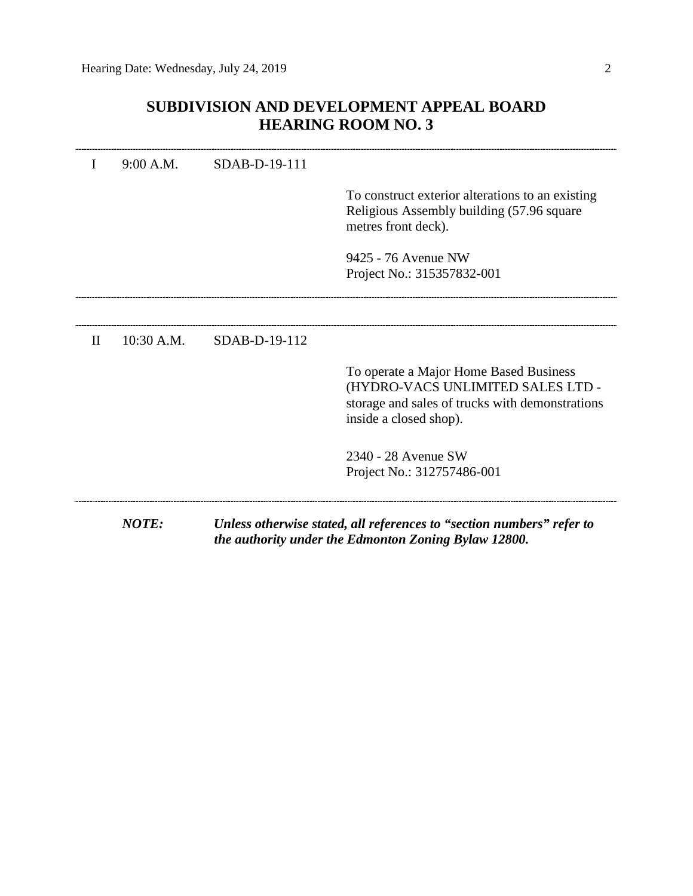# SUBDIVISION AND DEVELOPMENT APPEAL BOARD
## HEARING ROOM NO. 3

---

I 9:00 A.M. SDAB-D-19-111

To construct exterior alterations to an existing Religious Assembly building (57.96 square metres front deck).

9425 - 76 Avenue NW
Project No.: 315357832-001

---

---

II 10:30 A.M. SDAB-D-19-112

To operate a Major Home Based Business (HYDRO-VACS UNLIMITED SALES LTD - storage and sales of trucks with demonstrations inside a closed shop).

2340 - 28 Avenue SW
Project No.: 312757486-001

---

***NOTE:*** ***Unless otherwise stated, all references to "section numbers" refer to the authority under the Edmonton Zoning Bylaw 12800.***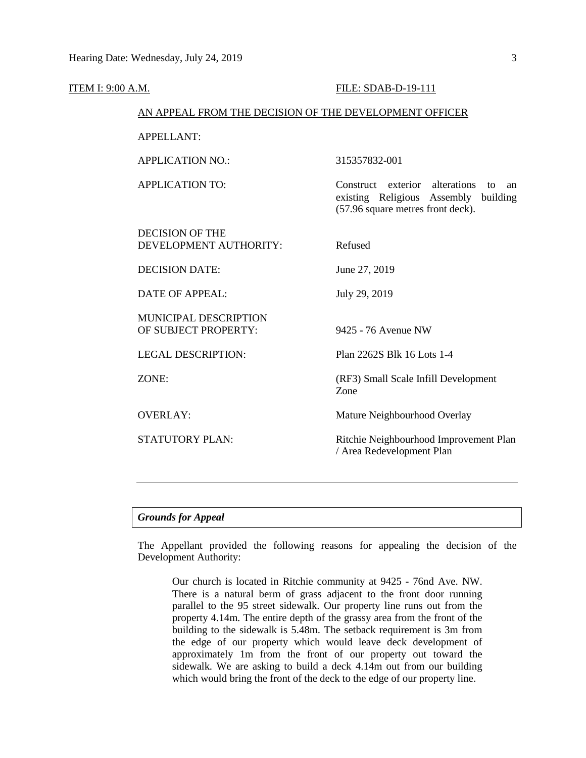ITEM I: 9:00 A.M. FILE: SDAB-D-19-111

AN APPEAL FROM THE DECISION OF THE DEVELOPMENT OFFICER

| | |
|---|---|
| APPELLANT: | |
| APPLICATION NO.: | 315357832-001 |
| APPLICATION TO: | Construct exterior alterations to an existing Religious Assembly building (57.96 square metres front deck). |
| DECISION OF THE DEVELOPMENT AUTHORITY: | Refused |
| DECISION DATE: | June 27, 2019 |
| DATE OF APPEAL: | July 29, 2019 |
| MUNICIPAL DESCRIPTION OF SUBJECT PROPERTY: | 9425 - 76 Avenue NW |
| LEGAL DESCRIPTION: | Plan 2262S Blk 16 Lots 1-4 |
| ZONE: | (RF3) Small Scale Infill Development Zone |
| OVERLAY: | Mature Neighbourhood Overlay |
| STATUTORY PLAN: | Ritchie Neighbourhood Improvement Plan / Area Redevelopment Plan |

---

***Grounds for Appeal***

The Appellant provided the following reasons for appealing the decision of the Development Authority:

> Our church is located in Ritchie community at 9425 - 76nd Ave. NW. There is a natural berm of grass adjacent to the front door running parallel to the 95 street sidewalk. Our property line runs out from the property 4.14m. The entire depth of the grassy area from the front of the building to the sidewalk is 5.48m. The setback requirement is 3m from the edge of our property which would leave deck development of approximately 1m from the front of our property out toward the sidewalk. We are asking to build a deck 4.14m out from our building which would bring the front of the deck to the edge of our property line.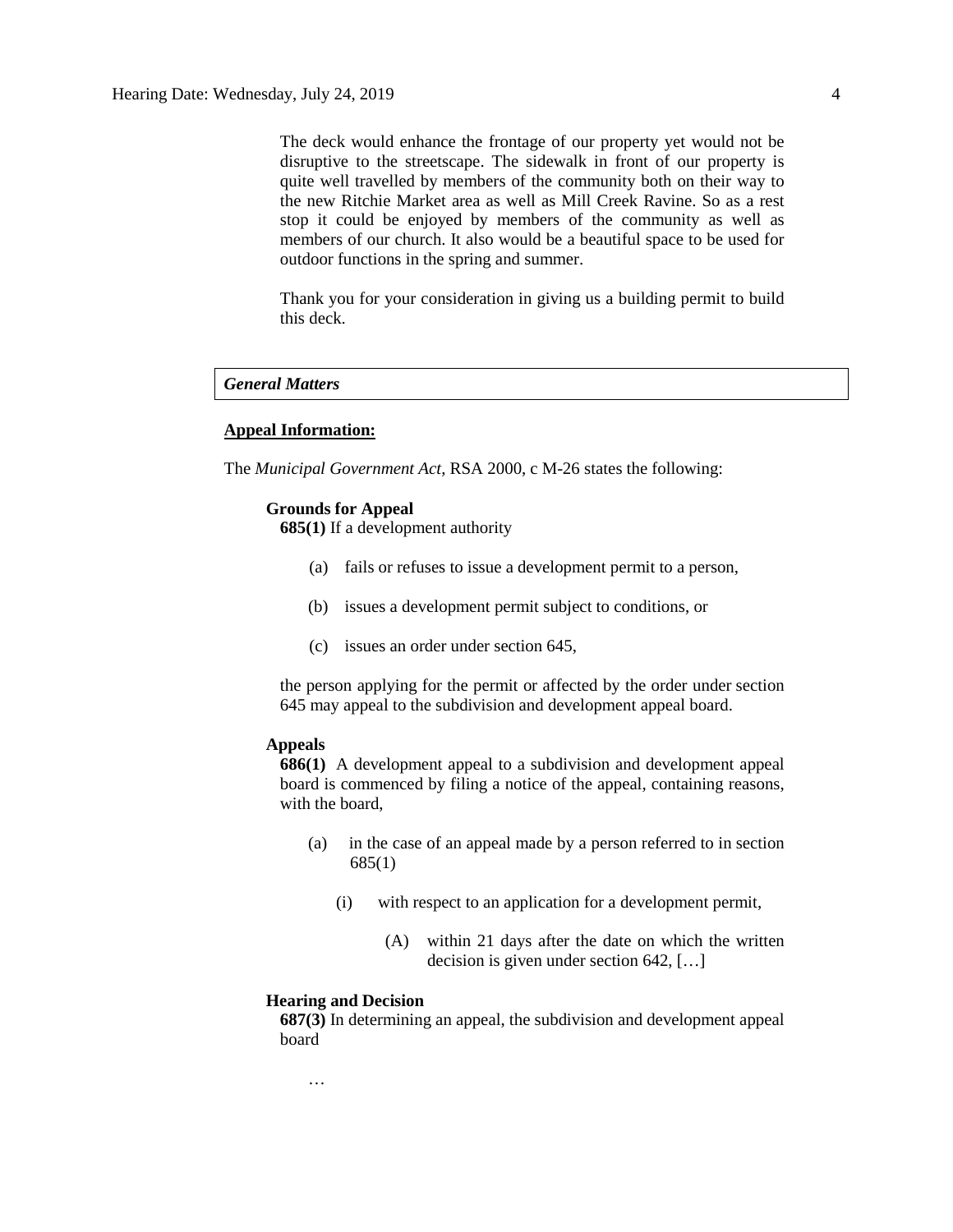The deck would enhance the frontage of our property yet would not be disruptive to the streetscape. The sidewalk in front of our property is quite well travelled by members of the community both on their way to the new Ritchie Market area as well as Mill Creek Ravine. So as a rest stop it could be enjoyed by members of the community as well as members of our church. It also would be a beautiful space to be used for outdoor functions in the spring and summer.

Thank you for your consideration in giving us a building permit to build this deck.

*General Matters*

**Appeal Information:**

The *Municipal Government Act*, RSA 2000, c M-26 states the following:

**Grounds for Appeal**

**685(1)** If a development authority

(a) fails or refuses to issue a development permit to a person,

(b) issues a development permit subject to conditions, or

(c) issues an order under section 645,

the person applying for the permit or affected by the order under section 645 may appeal to the subdivision and development appeal board.

**Appeals**

**686(1)** A development appeal to a subdivision and development appeal board is commenced by filing a notice of the appeal, containing reasons, with the board,

(a) in the case of an appeal made by a person referred to in section 685(1)

(i) with respect to an application for a development permit,

(A) within 21 days after the date on which the written decision is given under section 642, […]

**Hearing and Decision**

**687(3)** In determining an appeal, the subdivision and development appeal board

…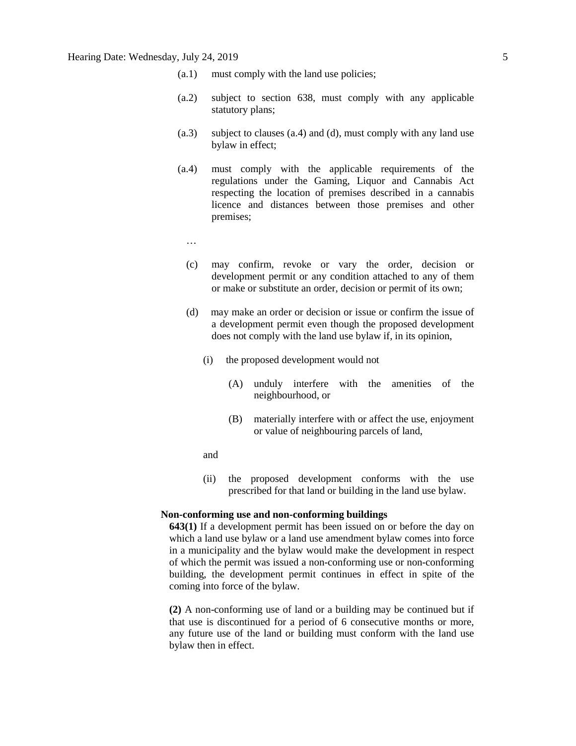(a.1) must comply with the land use policies;

(a.2) subject to section 638, must comply with any applicable statutory plans;

(a.3) subject to clauses (a.4) and (d), must comply with any land use bylaw in effect;

(a.4) must comply with the applicable requirements of the regulations under the Gaming, Liquor and Cannabis Act respecting the location of premises described in a cannabis licence and distances between those premises and other premises;

…

(c) may confirm, revoke or vary the order, decision or development permit or any condition attached to any of them or make or substitute an order, decision or permit of its own;

(d) may make an order or decision or issue or confirm the issue of a development permit even though the proposed development does not comply with the land use bylaw if, in its opinion,

(i) the proposed development would not

(A) unduly interfere with the amenities of the neighbourhood, or

(B) materially interfere with or affect the use, enjoyment or value of neighbouring parcels of land,

and

(ii) the proposed development conforms with the use prescribed for that land or building in the land use bylaw.

**Non-conforming use and non-conforming buildings**

**643(1)** If a development permit has been issued on or before the day on which a land use bylaw or a land use amendment bylaw comes into force in a municipality and the bylaw would make the development in respect of which the permit was issued a non-conforming use or non-conforming building, the development permit continues in effect in spite of the coming into force of the bylaw.

**(2)** A non-conforming use of land or a building may be continued but if that use is discontinued for a period of 6 consecutive months or more, any future use of the land or building must conform with the land use bylaw then in effect.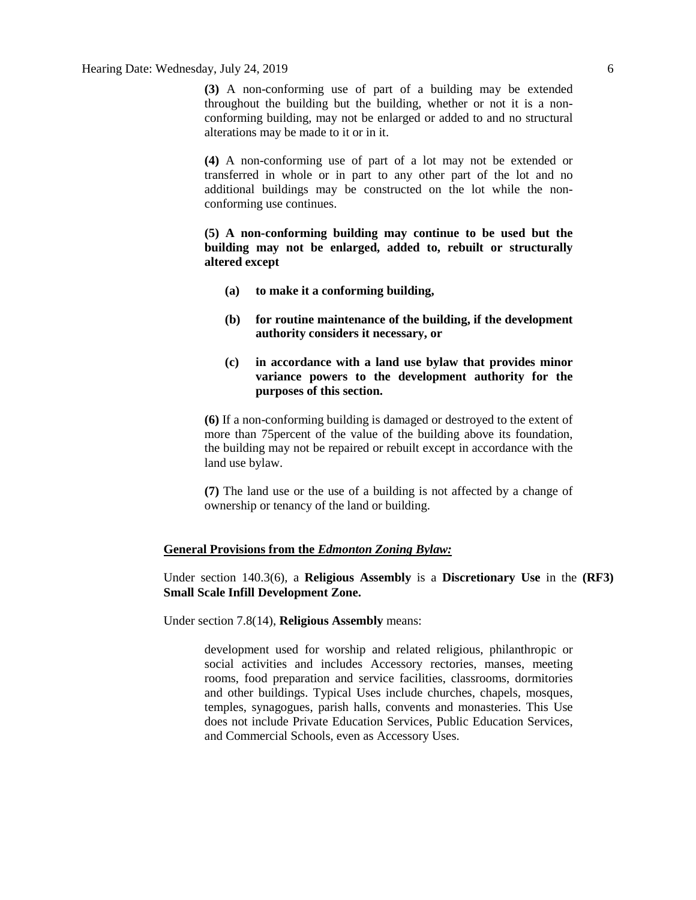**(3)** A non-conforming use of part of a building may be extended throughout the building but the building, whether or not it is a non-conforming building, may not be enlarged or added to and no structural alterations may be made to it or in it.

**(4)** A non-conforming use of part of a lot may not be extended or transferred in whole or in part to any other part of the lot and no additional buildings may be constructed on the lot while the non-conforming use continues.

**(5) A non-conforming building may continue to be used but the building may not be enlarged, added to, rebuilt or structurally altered except**

> **(a) to make it a conforming building,**
>
> **(b) for routine maintenance of the building, if the development authority considers it necessary, or**
>
> **(c) in accordance with a land use bylaw that provides minor variance powers to the development authority for the purposes of this section.**

**(6)** If a non-conforming building is damaged or destroyed to the extent of more than 75percent of the value of the building above its foundation, the building may not be repaired or rebuilt except in accordance with the land use bylaw.

**(7)** The land use or the use of a building is not affected by a change of ownership or tenancy of the land or building.

**General Provisions from the *Edmonton Zoning Bylaw:***

Under section 140.3(6), a **Religious Assembly** is a **Discretionary Use** in the **(RF3) Small Scale Infill Development Zone.**

Under section 7.8(14), **Religious Assembly** means:

> development used for worship and related religious, philanthropic or social activities and includes Accessory rectories, manses, meeting rooms, food preparation and service facilities, classrooms, dormitories and other buildings. Typical Uses include churches, chapels, mosques, temples, synagogues, parish halls, convents and monasteries. This Use does not include Private Education Services, Public Education Services, and Commercial Schools, even as Accessory Uses.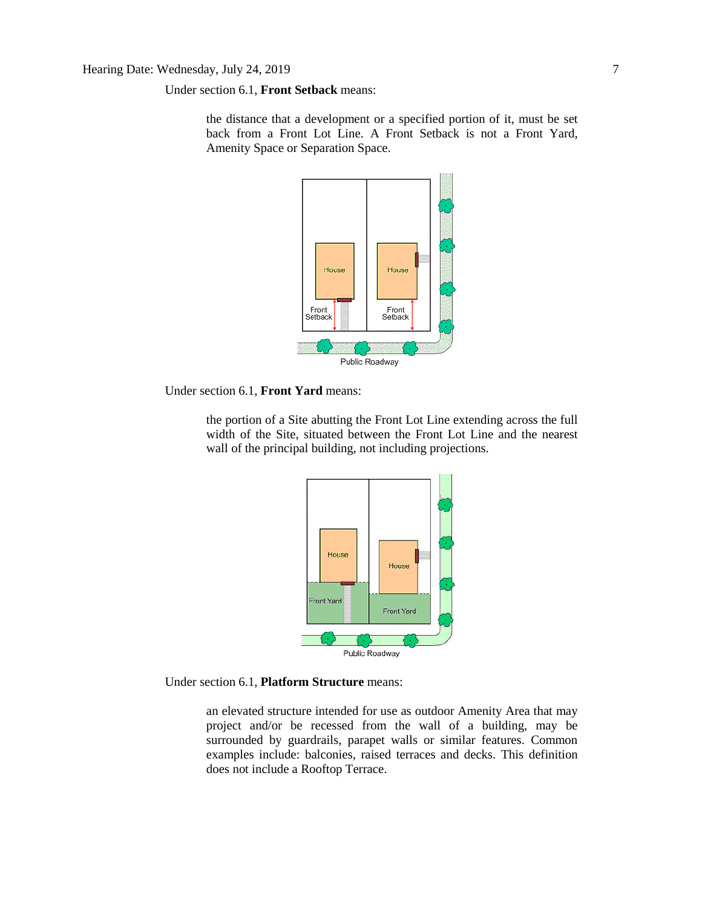Under section 6.1, **Front Setback** means:

> the distance that a development or a specified portion of it, must be set back from a Front Lot Line. A Front Setback is not a Front Yard, Amenity Space or Separation Space.

Under section 6.1, **Front Yard** means:

> the portion of a Site abutting the Front Lot Line extending across the full width of the Site, situated between the Front Lot Line and the nearest wall of the principal building, not including projections.

Under section 6.1, **Platform Structure** means:

> an elevated structure intended for use as outdoor Amenity Area that may project and/or be recessed from the wall of a building, may be surrounded by guardrails, parapet walls or similar features. Common examples include: balconies, raised terraces and decks. This definition does not include a Rooftop Terrace.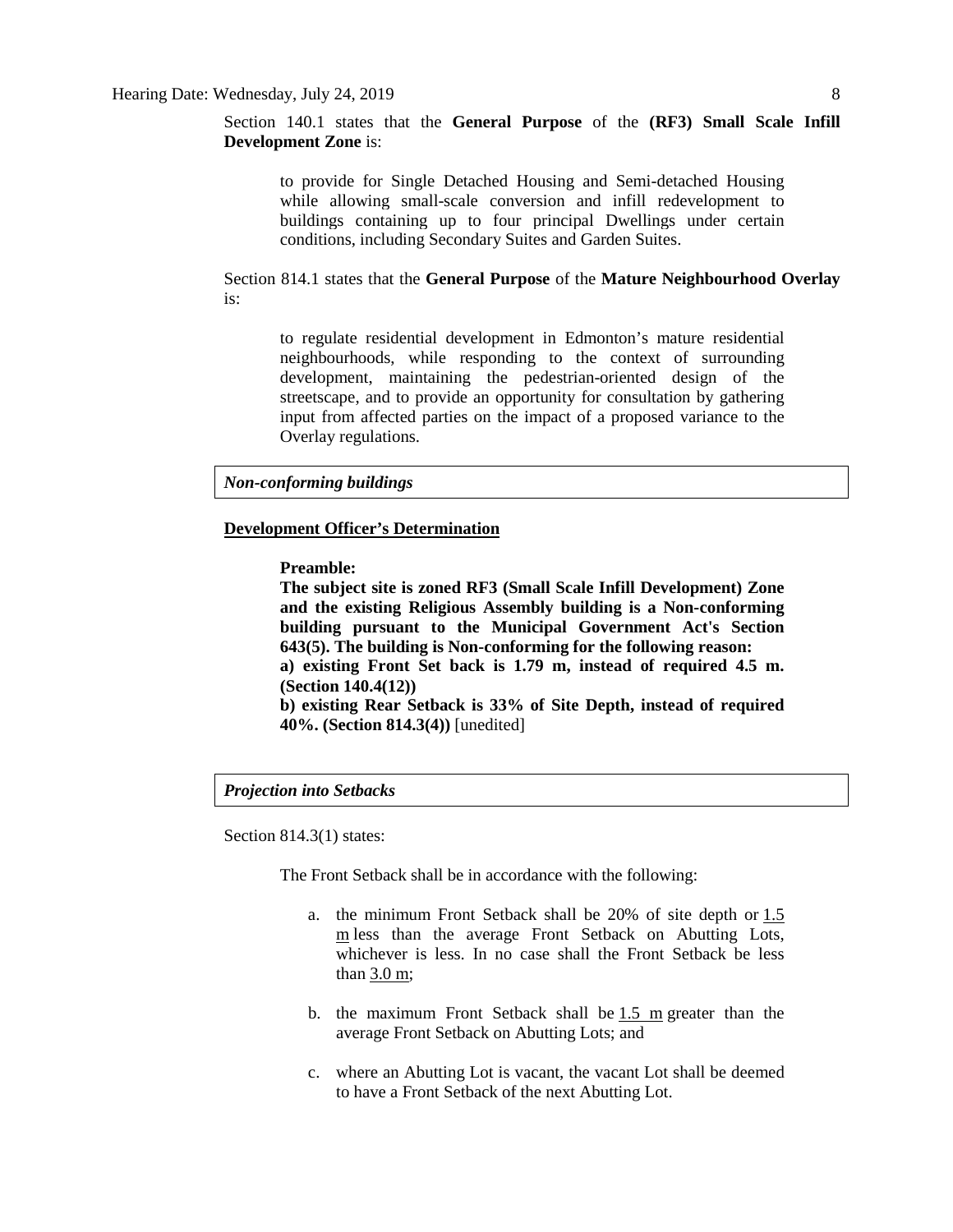Section 140.1 states that the **General Purpose** of the **(RF3) Small Scale Infill Development Zone** is:

> to provide for Single Detached Housing and Semi-detached Housing while allowing small-scale conversion and infill redevelopment to buildings containing up to four principal Dwellings under certain conditions, including Secondary Suites and Garden Suites.

Section 814.1 states that the **General Purpose** of the **Mature Neighbourhood Overlay** is:

> to regulate residential development in Edmonton's mature residential neighbourhoods, while responding to the context of surrounding development, maintaining the pedestrian-oriented design of the streetscape, and to provide an opportunity for consultation by gathering input from affected parties on the impact of a proposed variance to the Overlay regulations.

***Non-conforming buildings***

**Development Officer's Determination**

> **Preamble:**
> **The subject site is zoned RF3 (Small Scale Infill Development) Zone and the existing Religious Assembly building is a Non-conforming building pursuant to the Municipal Government Act's Section 643(5). The building is Non-conforming for the following reason:**
> **a) existing Front Set back is 1.79 m, instead of required 4.5 m. (Section 140.4(12))**
> **b) existing Rear Setback is 33% of Site Depth, instead of required 40%. (Section 814.3(4))** [unedited]

***Projection into Setbacks***

Section 814.3(1) states:

> The Front Setback shall be in accordance with the following:
>
> a. the minimum Front Setback shall be 20% of site depth or 1.5 m less than the average Front Setback on Abutting Lots, whichever is less. In no case shall the Front Setback be less than 3.0 m;
>
> b. the maximum Front Setback shall be 1.5 m greater than the average Front Setback on Abutting Lots; and
>
> c. where an Abutting Lot is vacant, the vacant Lot shall be deemed to have a Front Setback of the next Abutting Lot.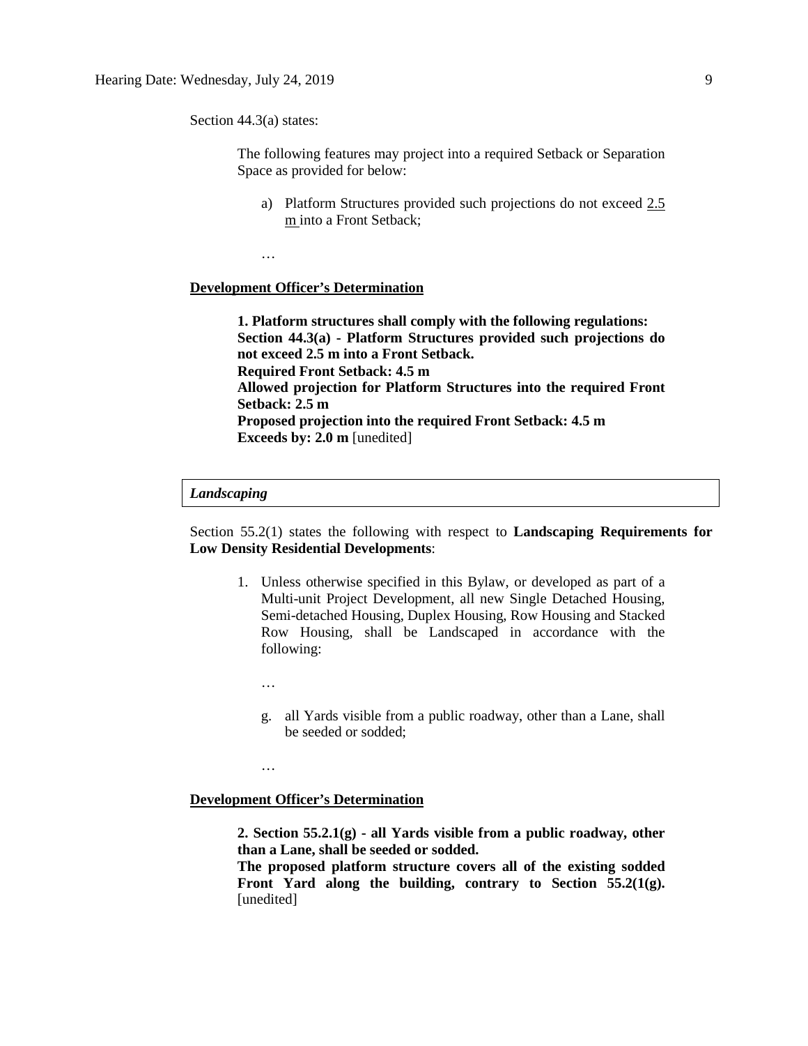Section 44.3(a) states:

> The following features may project into a required Setback or Separation Space as provided for below:
>
> a) Platform Structures provided such projections do not exceed 2.5 m into a Front Setback;
>
> …

**Development Officer's Determination**

> **1. Platform structures shall comply with the following regulations:**
> **Section 44.3(a) - Platform Structures provided such projections do not exceed 2.5 m into a Front Setback.**
> **Required Front Setback: 4.5 m**
> **Allowed projection for Platform Structures into the required Front Setback: 2.5 m**
> **Proposed projection into the required Front Setback: 4.5 m**
> **Exceeds by: 2.0 m** [unedited]

### *Landscaping*

Section 55.2(1) states the following with respect to **Landscaping Requirements for Low Density Residential Developments**:

> 1. Unless otherwise specified in this Bylaw, or developed as part of a Multi-unit Project Development, all new Single Detached Housing, Semi-detached Housing, Duplex Housing, Row Housing and Stacked Row Housing, shall be Landscaped in accordance with the following:
>
> …
>
> g. all Yards visible from a public roadway, other than a Lane, shall be seeded or sodded;
>
> …

**Development Officer's Determination**

> **2. Section 55.2.1(g) - all Yards visible from a public roadway, other than a Lane, shall be seeded or sodded.**
> **The proposed platform structure covers all of the existing sodded Front Yard along the building, contrary to Section 55.2(1(g).** [unedited]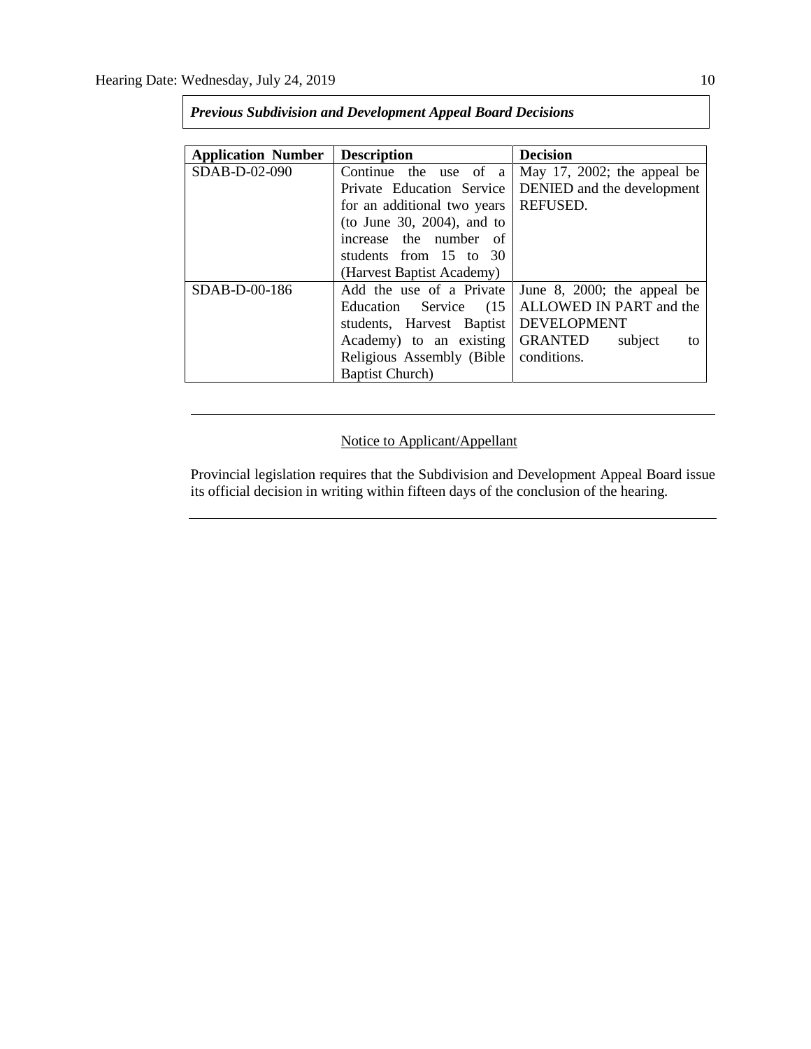***Previous Subdivision and Development Appeal Board Decisions***

| Application Number | Description | Decision |
|---|---|---|
| SDAB-D-02-090 | Continue the use of a Private Education Service for an additional two years (to June 30, 2004), and to increase the number of students from 15 to 30 (Harvest Baptist Academy) | May 17, 2002; the appeal be DENIED and the development REFUSED. |
| SDAB-D-00-186 | Add the use of a Private Education Service (15 students, Harvest Baptist Academy) to an existing Religious Assembly (Bible Baptist Church) | June 8, 2000; the appeal be ALLOWED IN PART and the DEVELOPMENT GRANTED subject to conditions. |

---

Notice to Applicant/Appellant

Provincial legislation requires that the Subdivision and Development Appeal Board issue its official decision in writing within fifteen days of the conclusion of the hearing.

---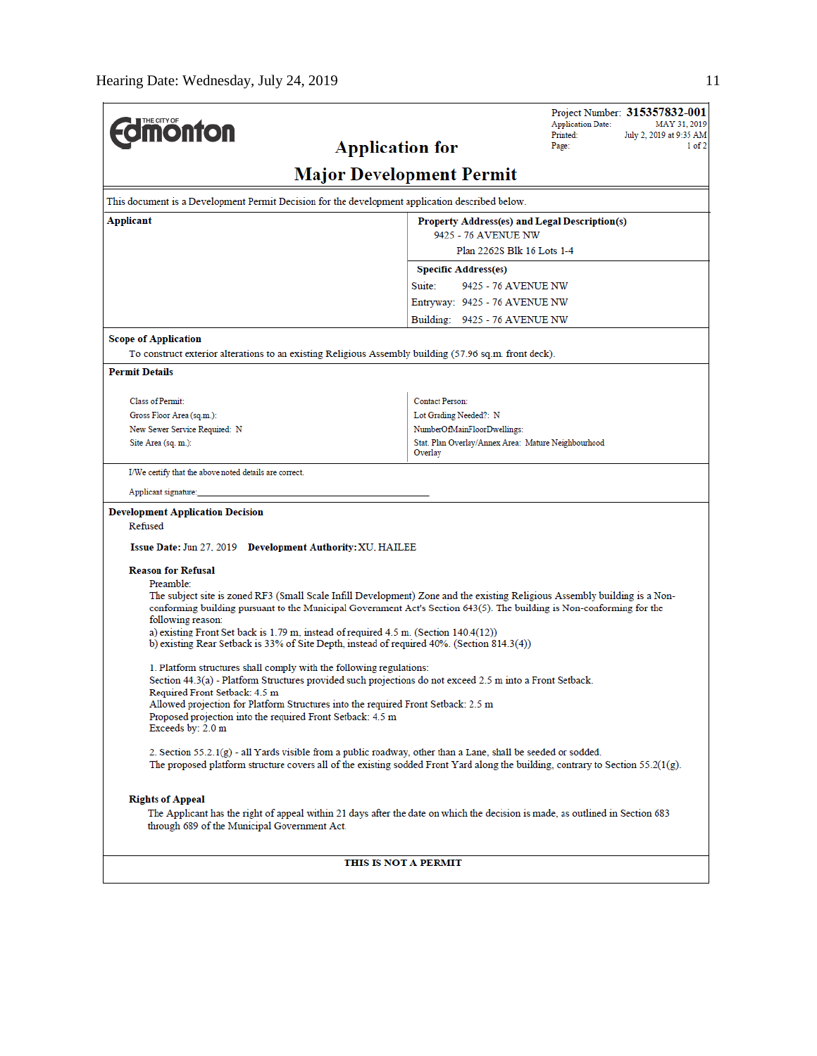**Edmonton**

## Application for

## Major Development Permit

Project Number: **315357832-001**
Application Date: MAY 31, 2019
Printed: July 2, 2019 at 9:35 AM
Page: 1 of 2

This document is a Development Permit Decision for the development application described below.

| **Applicant** | **Property Address(es) and Legal Description(s)** |
|---|---|
| | 9425 - 76 AVENUE NW<br>Plan 2262S Blk 16 Lots 1-4 |
| | **Specific Address(es)** |
| | Suite: 9425 - 76 AVENUE NW<br>Entryway: 9425 - 76 AVENUE NW<br>Building: 9425 - 76 AVENUE NW |

**Scope of Application**

To construct exterior alterations to an existing Religious Assembly building (57.96 sq.m. front deck).

**Permit Details**

| | |
|---|---|
| Class of Permit: | Contact Person: |
| Gross Floor Area (sq.m.): | Lot Grading Needed?: N |
| New Sewer Service Required: N | NumberOfMainFloorDwellings: |
| Site Area (sq. m.): | Stat. Plan Overlay/Annex Area: Mature Neighbourhood Overlay |

I/We certify that the above noted details are correct.

Applicant signature: ____________________

**Development Application Decision**

Refused

**Issue Date:** Jun 27, 2019 **Development Authority:** XU, HAILEE

**Reason for Refusal**

Preamble:
The subject site is zoned RF3 (Small Scale Infill Development) Zone and the existing Religious Assembly building is a Non-conforming building pursuant to the Municipal Government Act's Section 643(5). The building is Non-conforming for the following reason:
a) existing Front Set back is 1.79 m, instead of required 4.5 m. (Section 140.4(12))
b) existing Rear Setback is 33% of Site Depth, instead of required 40%. (Section 814.3(4))

1. Platform structures shall comply with the following regulations:
Section 44.3(a) - Platform Structures provided such projections do not exceed 2.5 m into a Front Setback.
Required Front Setback: 4.5 m
Allowed projection for Platform Structures into the required Front Setback: 2.5 m
Proposed projection into the required Front Setback: 4.5 m
Exceeds by: 2.0 m

2. Section 55.2.1(g) - all Yards visible from a public roadway, other than a Lane, shall be seeded or sodded.
The proposed platform structure covers all of the existing sodded Front Yard along the building, contrary to Section 55.2(1(g).

**Rights of Appeal**

The Applicant has the right of appeal within 21 days after the date on which the decision is made, as outlined in Section 683 through 689 of the Municipal Government Act.

**THIS IS NOT A PERMIT**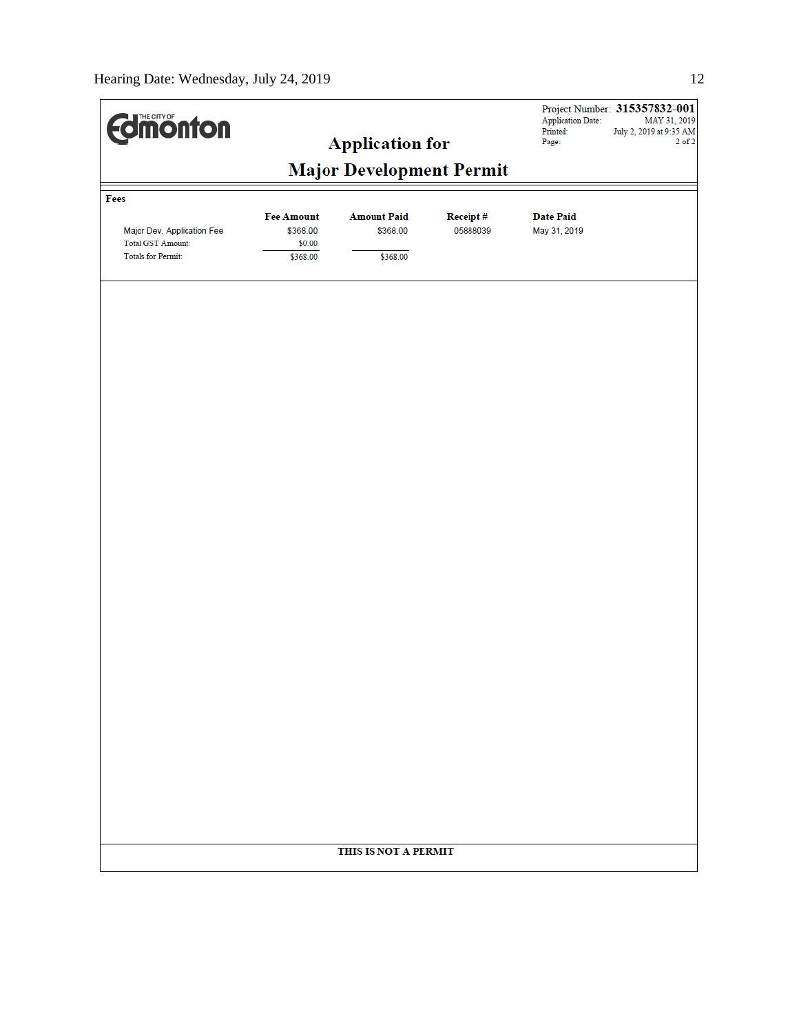The City of Edmonton

**Project Number: 315357832-001**
Application Date: MAY 31, 2019
Printed: July 2, 2019 at 9:35 AM
Page: 2 of 2

## Application for

## Major Development Permit

**Fees**

| | Fee Amount | Amount Paid | Receipt # | Date Paid |
|---|---|---|---|---|
| Major Dev. Application Fee | $368.00 | $368.00 | 05888039 | May 31, 2019 |
| Total GST Amount: | $0.00 | | | |
| Totals for Permit: | $368.00 | $368.00 | | |

**THIS IS NOT A PERMIT**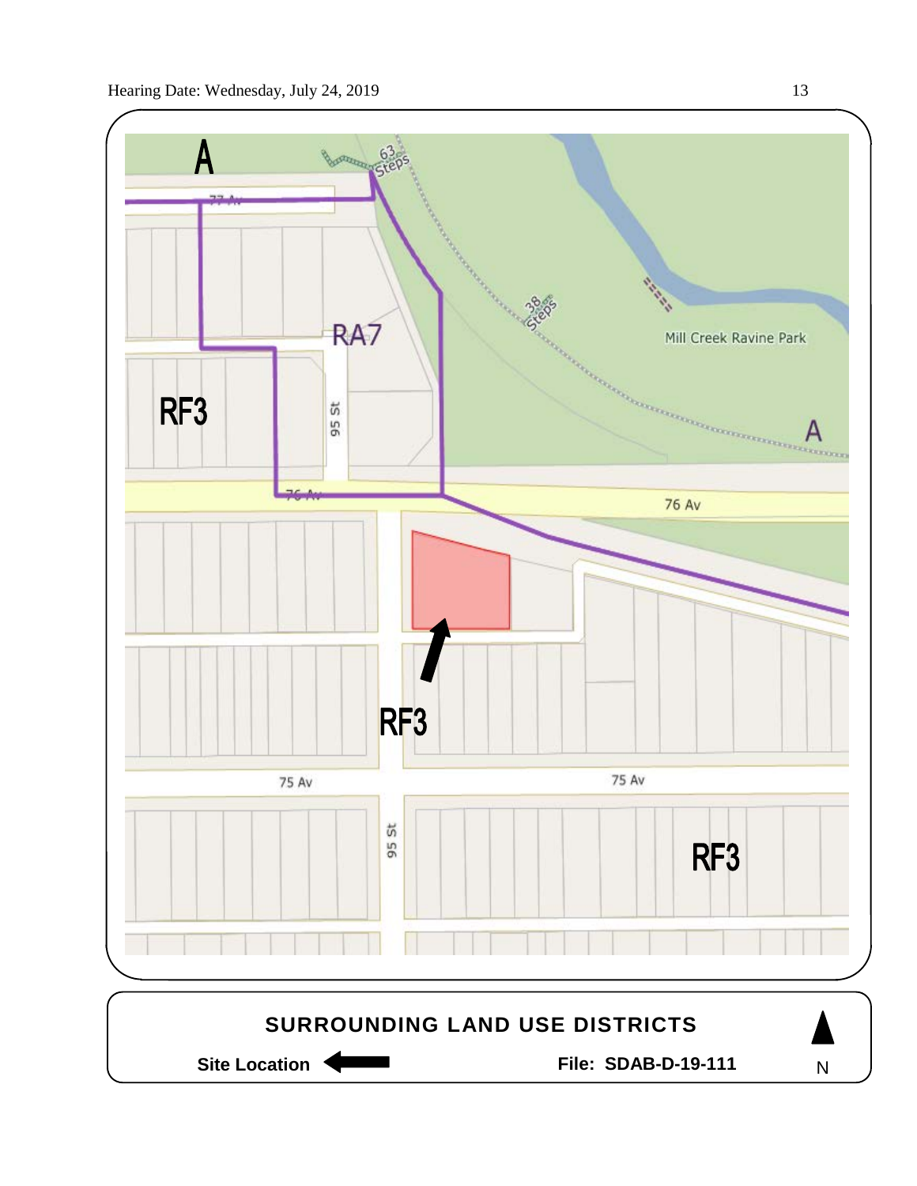A

77 Av

RA7

RF3

95 St

76 Av

76 Av

Mill Creek Ravine Park

A

RF3

75 Av

75 Av

95 St

RF3

**SURROUNDING LAND USE DISTRICTS**

**Site Location** ⬅

**File: SDAB-D-19-111**

N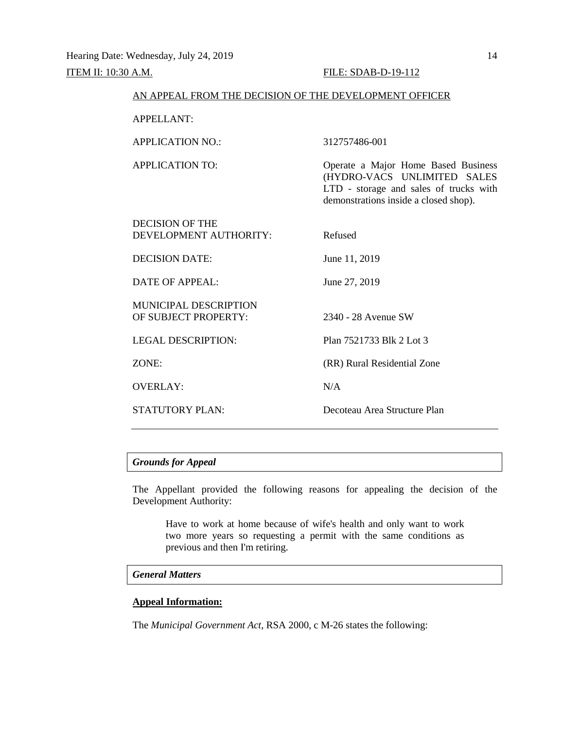Hearing Date: Wednesday, July 24, 2019

ITEM II: 10:30 A.M. FILE: SDAB-D-19-112

AN APPEAL FROM THE DECISION OF THE DEVELOPMENT OFFICER

| | |
|---|---|
| APPELLANT: | |
| APPLICATION NO.: | 312757486-001 |
| APPLICATION TO: | Operate a Major Home Based Business (HYDRO-VACS UNLIMITED SALES LTD - storage and sales of trucks with demonstrations inside a closed shop). |
| DECISION OF THE DEVELOPMENT AUTHORITY: | Refused |
| DECISION DATE: | June 11, 2019 |
| DATE OF APPEAL: | June 27, 2019 |
| MUNICIPAL DESCRIPTION OF SUBJECT PROPERTY: | 2340 - 28 Avenue SW |
| LEGAL DESCRIPTION: | Plan 7521733 Blk 2 Lot 3 |
| ZONE: | (RR) Rural Residential Zone |
| OVERLAY: | N/A |
| STATUTORY PLAN: | Decoteau Area Structure Plan |

***Grounds for Appeal***

The Appellant provided the following reasons for appealing the decision of the Development Authority:

> Have to work at home because of wife's health and only want to work two more years so requesting a permit with the same conditions as previous and then I'm retiring.

***General Matters***

**Appeal Information:**

The *Municipal Government Act*, RSA 2000, c M-26 states the following: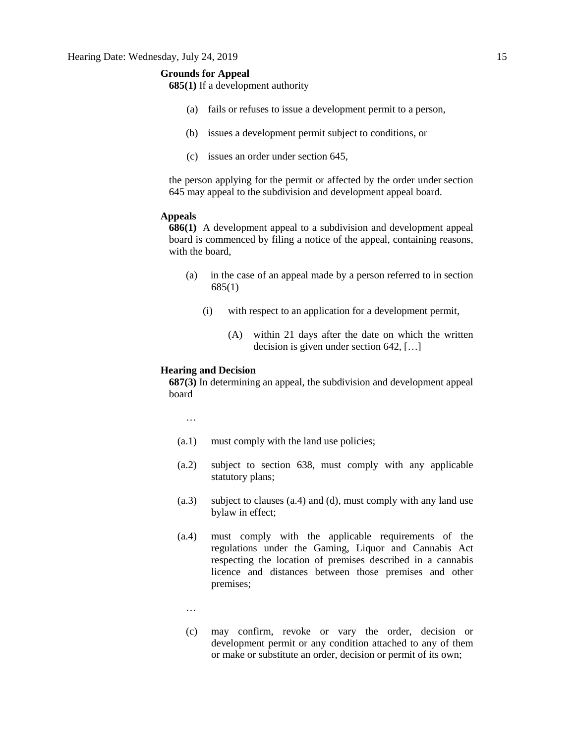**Grounds for Appeal**

**685(1)** If a development authority

(a) fails or refuses to issue a development permit to a person,

(b) issues a development permit subject to conditions, or

(c) issues an order under section 645,

the person applying for the permit or affected by the order under section 645 may appeal to the subdivision and development appeal board.

**Appeals**

**686(1)** A development appeal to a subdivision and development appeal board is commenced by filing a notice of the appeal, containing reasons, with the board,

(a) in the case of an appeal made by a person referred to in section 685(1)

(i) with respect to an application for a development permit,

(A) within 21 days after the date on which the written decision is given under section 642, […]

**Hearing and Decision**

**687(3)** In determining an appeal, the subdivision and development appeal board

…

(a.1) must comply with the land use policies;

(a.2) subject to section 638, must comply with any applicable statutory plans;

(a.3) subject to clauses (a.4) and (d), must comply with any land use bylaw in effect;

(a.4) must comply with the applicable requirements of the regulations under the Gaming, Liquor and Cannabis Act respecting the location of premises described in a cannabis licence and distances between those premises and other premises;

…

(c) may confirm, revoke or vary the order, decision or development permit or any condition attached to any of them or make or substitute an order, decision or permit of its own;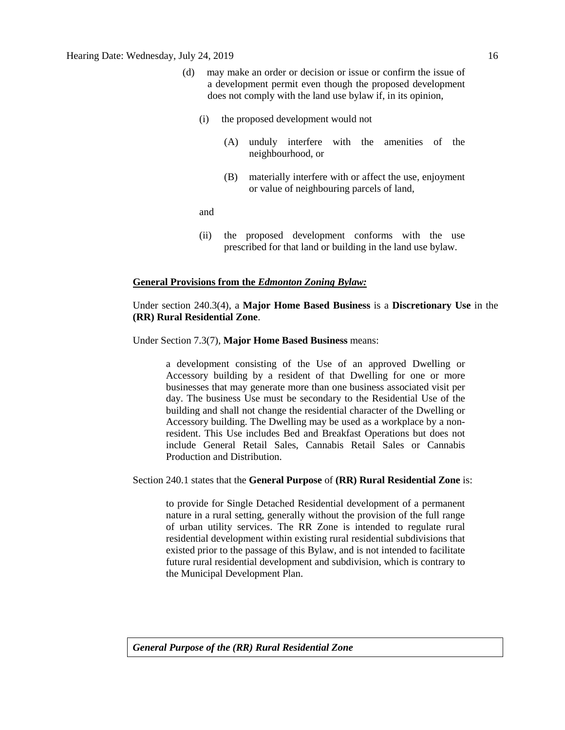(d) may make an order or decision or issue or confirm the issue of a development permit even though the proposed development does not comply with the land use bylaw if, in its opinion,

  (i) the proposed development would not

    (A) unduly interfere with the amenities of the neighbourhood, or

    (B) materially interfere with or affect the use, enjoyment or value of neighbouring parcels of land,

  and

  (ii) the proposed development conforms with the use prescribed for that land or building in the land use bylaw.

**General Provisions from the *Edmonton Zoning Bylaw:***

Under section 240.3(4), a **Major Home Based Business** is a **Discretionary Use** in the **(RR) Rural Residential Zone**.

Under Section 7.3(7), **Major Home Based Business** means:

> a development consisting of the Use of an approved Dwelling or Accessory building by a resident of that Dwelling for one or more businesses that may generate more than one business associated visit per day. The business Use must be secondary to the Residential Use of the building and shall not change the residential character of the Dwelling or Accessory building. The Dwelling may be used as a workplace by a non-resident. This Use includes Bed and Breakfast Operations but does not include General Retail Sales, Cannabis Retail Sales or Cannabis Production and Distribution.

Section 240.1 states that the **General Purpose** of **(RR) Rural Residential Zone** is:

> to provide for Single Detached Residential development of a permanent nature in a rural setting, generally without the provision of the full range of urban utility services. The RR Zone is intended to regulate rural residential development within existing rural residential subdivisions that existed prior to the passage of this Bylaw, and is not intended to facilitate future rural residential development and subdivision, which is contrary to the Municipal Development Plan.

***General Purpose of the (RR) Rural Residential Zone***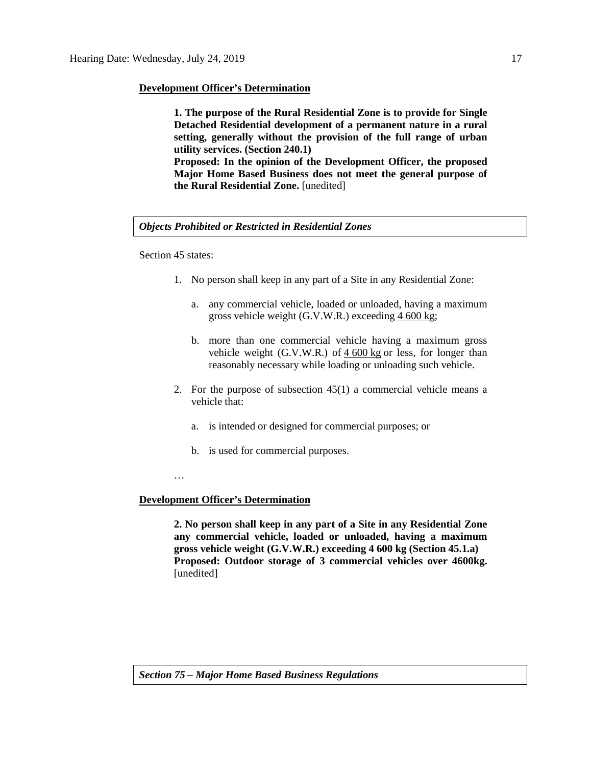**Development Officer's Determination**

> **1. The purpose of the Rural Residential Zone is to provide for Single Detached Residential development of a permanent nature in a rural setting, generally without the provision of the full range of urban utility services. (Section 240.1)**
> **Proposed: In the opinion of the Development Officer, the proposed Major Home Based Business does not meet the general purpose of the Rural Residential Zone.** [unedited]

***Objects Prohibited or Restricted in Residential Zones***

Section 45 states:

1. No person shall keep in any part of a Site in any Residential Zone:

   a. any commercial vehicle, loaded or unloaded, having a maximum gross vehicle weight (G.V.W.R.) exceeding 4 600 kg;

   b. more than one commercial vehicle having a maximum gross vehicle weight (G.V.W.R.) of 4 600 kg or less, for longer than reasonably necessary while loading or unloading such vehicle.

2. For the purpose of subsection 45(1) a commercial vehicle means a vehicle that:

   a. is intended or designed for commercial purposes; or

   b. is used for commercial purposes.

…

**Development Officer's Determination**

> **2. No person shall keep in any part of a Site in any Residential Zone any commercial vehicle, loaded or unloaded, having a maximum gross vehicle weight (G.V.W.R.) exceeding 4 600 kg (Section 45.1.a)**
> **Proposed: Outdoor storage of 3 commercial vehicles over 4600kg.** [unedited]

***Section 75 – Major Home Based Business Regulations***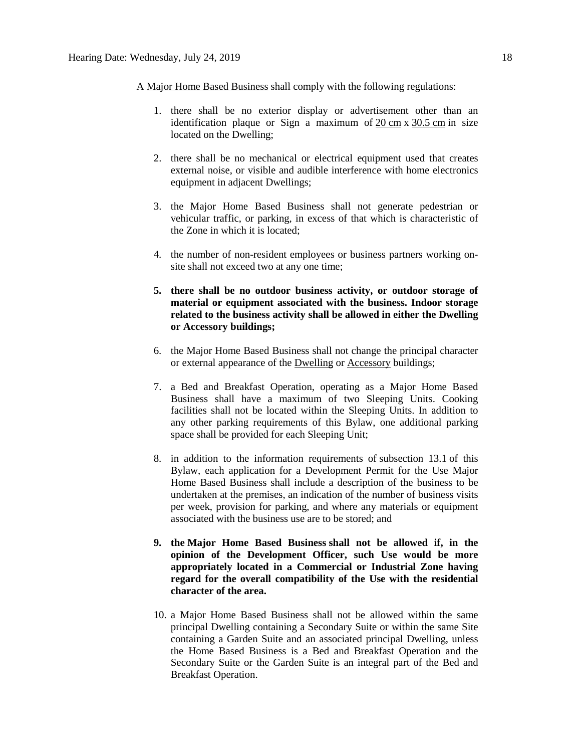A Major Home Based Business shall comply with the following regulations:

1. there shall be no exterior display or advertisement other than an identification plaque or Sign a maximum of 20 cm x 30.5 cm in size located on the Dwelling;

2. there shall be no mechanical or electrical equipment used that creates external noise, or visible and audible interference with home electronics equipment in adjacent Dwellings;

3. the Major Home Based Business shall not generate pedestrian or vehicular traffic, or parking, in excess of that which is characteristic of the Zone in which it is located;

4. the number of non-resident employees or business partners working on-site shall not exceed two at any one time;

5. **there shall be no outdoor business activity, or outdoor storage of material or equipment associated with the business. Indoor storage related to the business activity shall be allowed in either the Dwelling or Accessory buildings;**

6. the Major Home Based Business shall not change the principal character or external appearance of the Dwelling or Accessory buildings;

7. a Bed and Breakfast Operation, operating as a Major Home Based Business shall have a maximum of two Sleeping Units. Cooking facilities shall not be located within the Sleeping Units. In addition to any other parking requirements of this Bylaw, one additional parking space shall be provided for each Sleeping Unit;

8. in addition to the information requirements of subsection 13.1 of this Bylaw, each application for a Development Permit for the Use Major Home Based Business shall include a description of the business to be undertaken at the premises, an indication of the number of business visits per week, provision for parking, and where any materials or equipment associated with the business use are to be stored; and

9. **the Major Home Based Business shall not be allowed if, in the opinion of the Development Officer, such Use would be more appropriately located in a Commercial or Industrial Zone having regard for the overall compatibility of the Use with the residential character of the area.**

10. a Major Home Based Business shall not be allowed within the same principal Dwelling containing a Secondary Suite or within the same Site containing a Garden Suite and an associated principal Dwelling, unless the Home Based Business is a Bed and Breakfast Operation and the Secondary Suite or the Garden Suite is an integral part of the Bed and Breakfast Operation.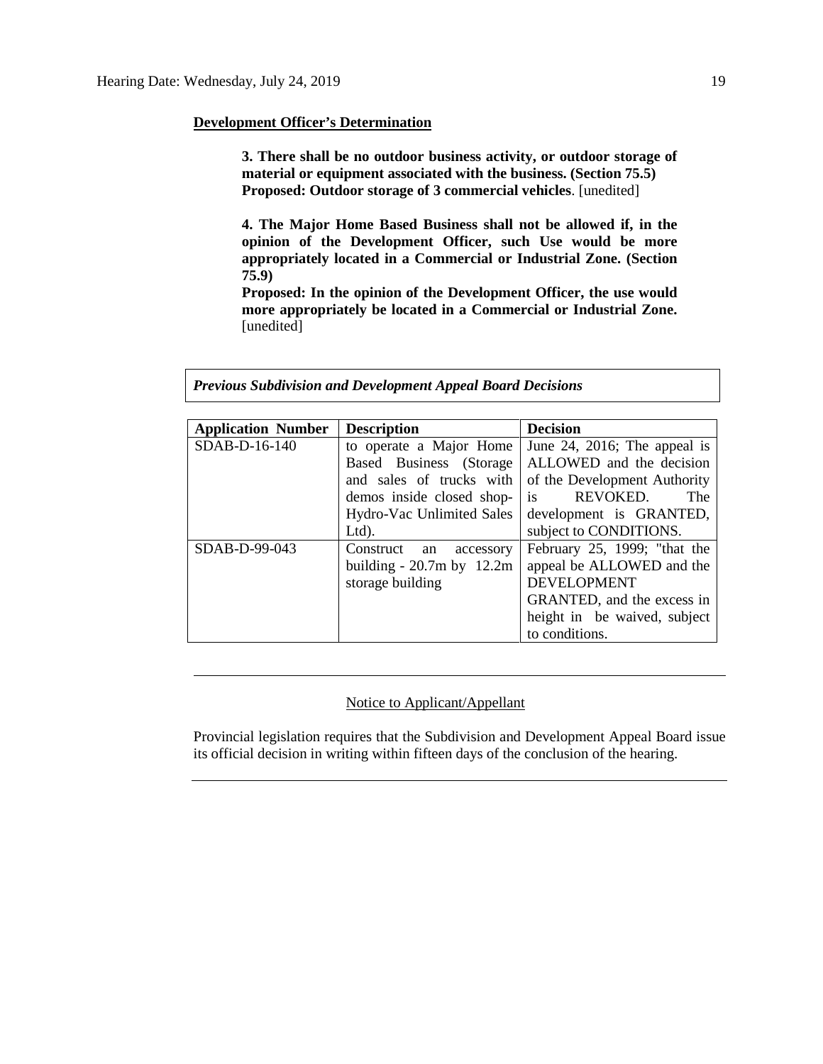**Development Officer's Determination**

> **3. There shall be no outdoor business activity, or outdoor storage of material or equipment associated with the business. (Section 75.5)**
> **Proposed: Outdoor storage of 3 commercial vehicles**. [unedited]
>
> **4. The Major Home Based Business shall not be allowed if, in the opinion of the Development Officer, such Use would be more appropriately located in a Commercial or Industrial Zone. (Section 75.9)**
> **Proposed: In the opinion of the Development Officer, the use would more appropriately be located in a Commercial or Industrial Zone.** [unedited]

***Previous Subdivision and Development Appeal Board Decisions***

| **Application Number** | **Description** | **Decision** |
|---|---|---|
| SDAB-D-16-140 | to operate a Major Home Based Business (Storage and sales of trucks with demos inside closed shop- Hydro-Vac Unlimited Sales Ltd). | June 24, 2016; The appeal is ALLOWED and the decision of the Development Authority is REVOKED. The development is GRANTED, subject to CONDITIONS. |
| SDAB-D-99-043 | Construct an accessory building - 20.7m by 12.2m storage building | February 25, 1999; "that the appeal be ALLOWED and the DEVELOPMENT GRANTED, and the excess in height in be waived, subject to conditions. |

---

Notice to Applicant/Appellant

Provincial legislation requires that the Subdivision and Development Appeal Board issue its official decision in writing within fifteen days of the conclusion of the hearing.

---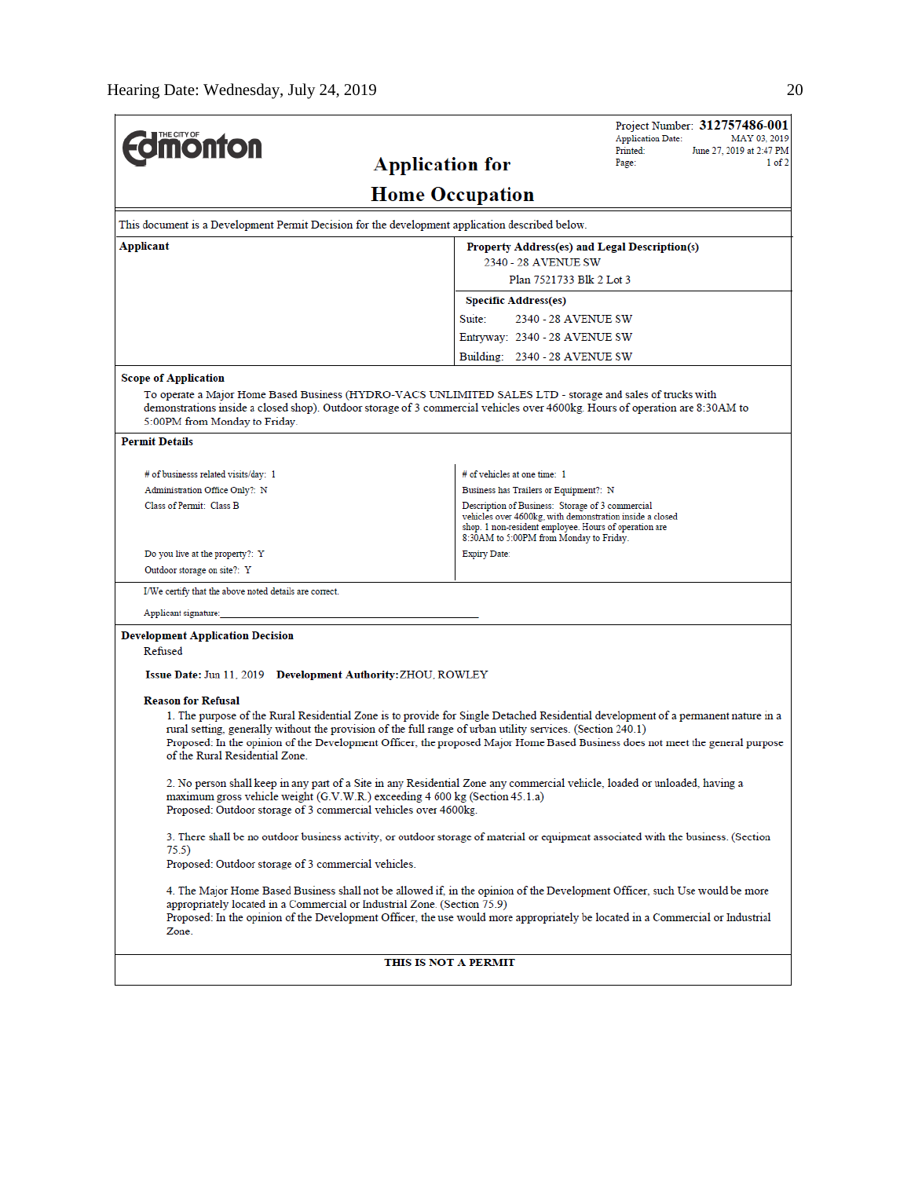Project Number: **312757486-001**
Application Date: MAY 03, 2019
Printed: June 27, 2019 at 2:47 PM
Page: 1 of 2

# Application for Home Occupation

This document is a Development Permit Decision for the development application described below.

| Applicant | Property Address(es) and Legal Description(s) |
|---|---|
| | 2340 - 28 AVENUE SW<br>Plan 7521733 Blk 2 Lot 3 |
| | **Specific Address(es)** |
| | Suite: 2340 - 28 AVENUE SW |
| | Entryway: 2340 - 28 AVENUE SW |
| | Building: 2340 - 28 AVENUE SW |

**Scope of Application**

To operate a Major Home Based Business (HYDRO-VACS UNLIMITED SALES LTD - storage and sales of trucks with demonstrations inside a closed shop). Outdoor storage of 3 commercial vehicles over 4600kg. Hours of operation are 8:30AM to 5:00PM from Monday to Friday.

**Permit Details**

| | |
|---|---|
| # of businesss related visits/day: 1 | # of vehicles at one time: 1 |
| Administration Office Only?: N | Business has Trailers or Equipment?: N |
| Class of Permit: Class B | Description of Business: Storage of 3 commercial vehicles over 4600kg, with demonstration inside a closed shop. 1 non-resident employee. Hours of operation are 8:30AM to 5:00PM from Monday to Friday. |
| Do you live at the property?: Y | Expiry Date: |
| Outdoor storage on site?: Y | |

I/We certify that the above noted details are correct.

Applicant signature: ______________________________

**Development Application Decision**

Refused

**Issue Date:** Jun 11, 2019 **Development Authority:** ZHOU, ROWLEY

**Reason for Refusal**

1. The purpose of the Rural Residential Zone is to provide for Single Detached Residential development of a permanent nature in a rural setting, generally without the provision of the full range of urban utility services. (Section 240.1)
Proposed: In the opinion of the Development Officer, the proposed Major Home Based Business does not meet the general purpose of the Rural Residential Zone.

2. No person shall keep in any part of a Site in any Residential Zone any commercial vehicle, loaded or unloaded, having a maximum gross vehicle weight (G.V.W.R.) exceeding 4 600 kg (Section 45.1.a)
Proposed: Outdoor storage of 3 commercial vehicles over 4600kg.

3. There shall be no outdoor business activity, or outdoor storage of material or equipment associated with the business. (Section 75.5)
Proposed: Outdoor storage of 3 commercial vehicles.

4. The Major Home Based Business shall not be allowed if, in the opinion of the Development Officer, such Use would be more appropriately located in a Commercial or Industrial Zone. (Section 75.9)
Proposed: In the opinion of the Development Officer, the use would more appropriately be located in a Commercial or Industrial Zone.

**THIS IS NOT A PERMIT**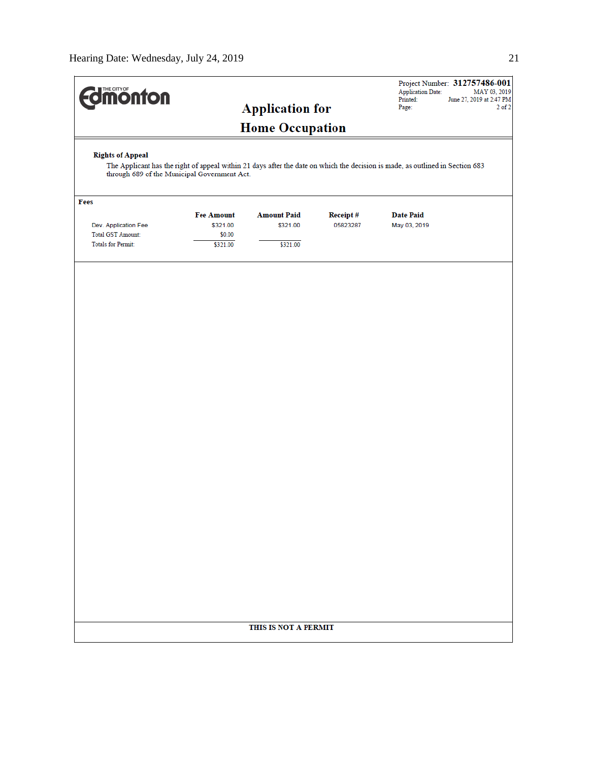THE CITY OF Edmonton

Project Number: **312757486-001**
Application Date: MAY 03, 2019
Printed: June 27, 2019 at 2:47 PM
Page: 2 of 2

# Application for Home Occupation

**Rights of Appeal**

The Applicant has the right of appeal within 21 days after the date on which the decision is made, as outlined in Section 683 through 689 of the Municipal Government Act.

**Fees**

| | Fee Amount | Amount Paid | Receipt # | Date Paid |
|---|---|---|---|---|
| Dev. Application Fee | $321.00 | $321.00 | 05823287 | May 03, 2019 |
| Total GST Amount: | $0.00 | | | |
| Totals for Permit: | $321.00 | $321.00 | | |

**THIS IS NOT A PERMIT**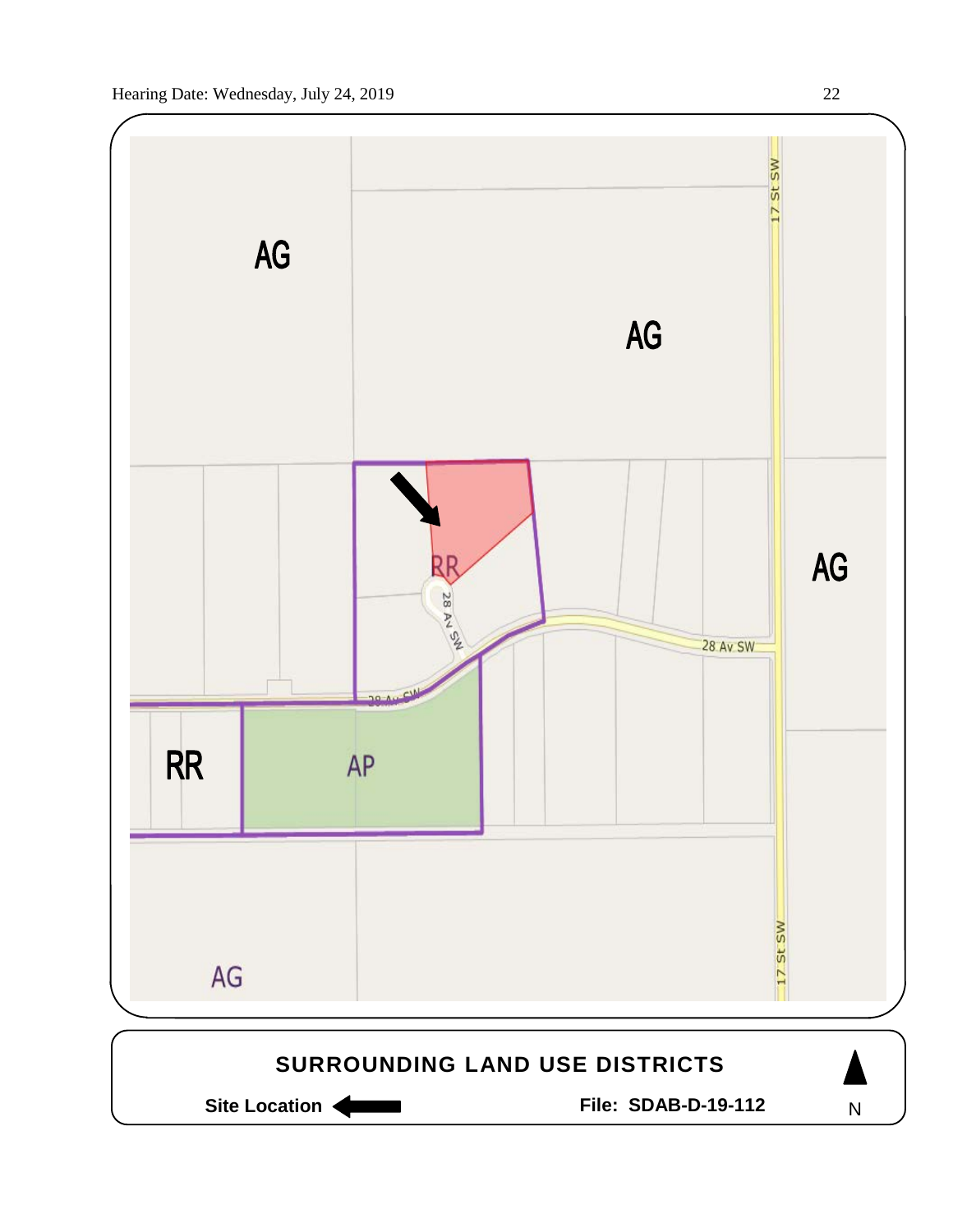AG

AG

AG

RR

28 Av SW

28 Av SW

28 Av SW

17 St SW

17 St SW

RR

AP

AG

**SURROUNDING LAND USE DISTRICTS**

**Site Location**

**File: SDAB-D-19-112**

N